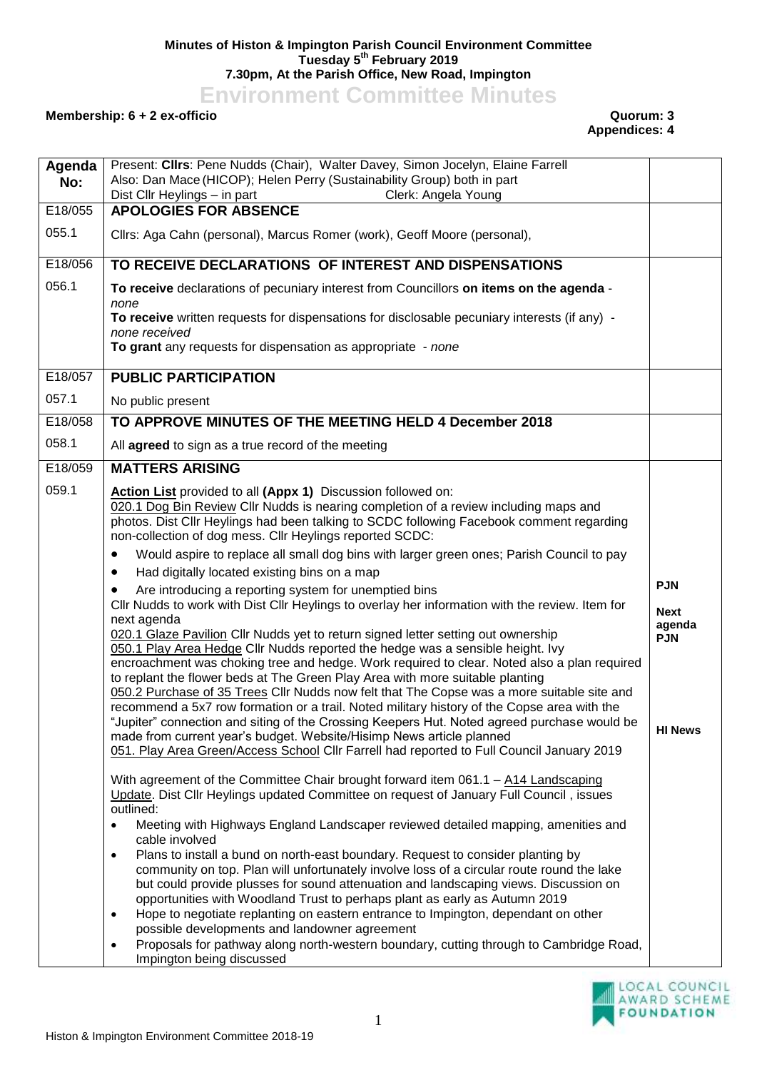**Minutes of Histon & Impington Parish Council Environment Committee**
**Tuesday 5th February 2019**
**7.30pm, At the Parish Office, New Road, Impington**

# Environment Committee Minutes

**Membership: 6 + 2 ex-officio** **Quorum: 3**
**Appendices: 4**

| Agenda No: | Present: **Cllrs**: Pene Nudds (Chair), Walter Davey, Simon Jocelyn, Elaine Farrell<br>Also: Dan Mace (HICOP); Helen Perry (Sustainability Group) both in part<br>Dist Cllr Heylings – in part Clerk: Angela Young | |
|---|---|---|
| E18/055 | **APOLOGIES FOR ABSENCE** | |
| 055.1 | Cllrs: Aga Cahn (personal), Marcus Romer (work), Geoff Moore (personal), | |
| E18/056 | **TO RECEIVE DECLARATIONS OF INTEREST AND DISPENSATIONS** | |
| 056.1 | **To receive** declarations of pecuniary interest from Councillors **on items on the agenda** - *none*<br>**To receive** written requests for dispensations for disclosable pecuniary interests (if any) - *none received*<br>**To grant** any requests for dispensation as appropriate - *none* | |
| E18/057 | **PUBLIC PARTICIPATION** | |
| 057.1 | No public present | |
| E18/058 | **TO APPROVE MINUTES OF THE MEETING HELD 4 December 2018** | |
| 058.1 | All **agreed** to sign as a true record of the meeting | |
| E18/059 | **MATTERS ARISING** | |
| 059.1 | **Action List** provided to all **(Appx 1)** Discussion followed on:<br>020.1 Dog Bin Review Cllr Nudds is nearing completion of a review including maps and photos. Dist Cllr Heylings had been talking to SCDC following Facebook comment regarding non-collection of dog mess. Cllr Heylings reported SCDC:<br>• Would aspire to replace all small dog bins with larger green ones; Parish Council to pay<br>• Had digitally located existing bins on a map<br>• Are introducing a reporting system for unemptied bins<br>Cllr Nudds to work with Dist Cllr Heylings to overlay her information with the review. Item for next agenda<br>020.1 Glaze Pavilion Cllr Nudds yet to return signed letter setting out ownership<br>050.1 Play Area Hedge Cllr Nudds reported the hedge was a sensible height. Ivy encroachment was choking tree and hedge. Work required to clear. Noted also a plan required to replant the flower beds at The Green Play Area with more suitable planting<br>050.2 Purchase of 35 Trees Cllr Nudds now felt that The Copse was a more suitable site and recommend a 5x7 row formation or a trail. Noted military history of the Copse area with the "Jupiter" connection and siting of the Crossing Keepers Hut. Noted agreed purchase would be made from current year's budget. Website/Hisimp News article planned<br>051. Play Area Green/Access School Cllr Farrell had reported to Full Council January 2019<br><br>With agreement of the Committee Chair brought forward item 061.1 – A14 Landscaping Update. Dist Cllr Heylings updated Committee on request of January Full Council , issues outlined:<br>• Meeting with Highways England Landscaper reviewed detailed mapping, amenities and cable involved<br>• Plans to install a bund on north-east boundary. Request to consider planting by community on top. Plan will unfortunately involve loss of a circular route round the lake but could provide plusses for sound attenuation and landscaping views. Discussion on opportunities with Woodland Trust to perhaps plant as early as Autumn 2019<br>• Hope to negotiate replanting on eastern entrance to Impington, dependant on other possible developments and landowner agreement<br>• Proposals for pathway along north-western boundary, cutting through to Cambridge Road, Impington being discussed | **PJN**<br><br>**Next agenda**<br>**PJN**<br><br><br><br><br>**HI News** |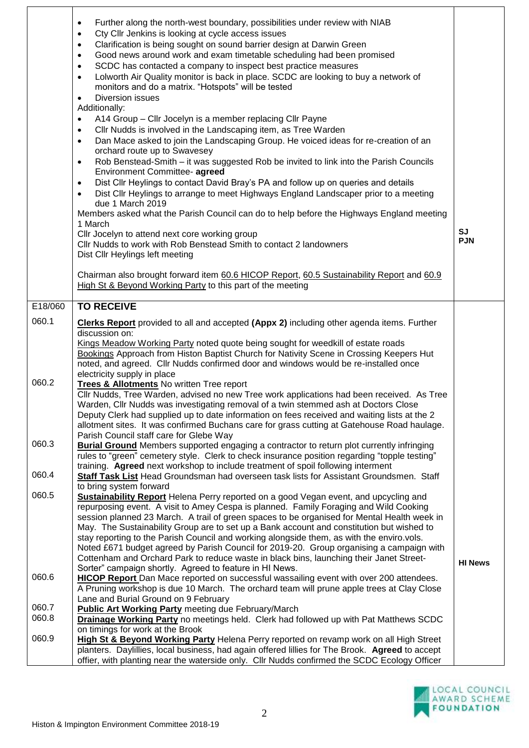| | | |
|---|---|---|
| | • Further along the north-west boundary, possibilities under review with NIAB<br>• Cty Cllr Jenkins is looking at cycle access issues<br>• Clarification is being sought on sound barrier design at Darwin Green<br>• Good news around work and exam timetable scheduling had been promised<br>• SCDC has contacted a company to inspect best practice measures<br>• Lolworth Air Quality monitor is back in place. SCDC are looking to buy a network of monitors and do a matrix. "Hotspots" will be tested<br>• Diversion issues<br>Additionally:<br>• A14 Group – Cllr Jocelyn is a member replacing Cllr Payne<br>• Cllr Nudds is involved in the Landscaping item, as Tree Warden<br>• Dan Mace asked to join the Landscaping Group. He voiced ideas for re-creation of an orchard route up to Swavesey<br>• Rob Benstead-Smith – it was suggested Rob be invited to link into the Parish Councils Environment Committee- **agreed**<br>• Dist Cllr Heylings to contact David Bray's PA and follow up on queries and details<br>• Dist Cllr Heylings to arrange to meet Highways England Landscaper prior to a meeting due 1 March 2019<br>Members asked what the Parish Council can do to help before the Highways England meeting 1 March<br>Cllr Jocelyn to attend next core working group<br>Cllr Nudds to work with Rob Benstead Smith to contact 2 landowners<br>Dist Cllr Heylings left meeting<br><br>Chairman also brought forward item 60.6 HICOP Report, 60.5 Sustainability Report and 60.9 High St & Beyond Working Party to this part of the meeting | SJ<br>PJN |
| E18/060 | **TO RECEIVE** | |
| 060.1 | **Clerks Report** provided to all and accepted **(Appx 2)** including other agenda items. Further discussion on:<br>Kings Meadow Working Party noted quote being sought for weedkill of estate roads<br>Bookings Approach from Histon Baptist Church for Nativity Scene in Crossing Keepers Hut noted, and agreed. Cllr Nudds confirmed door and windows would be re-installed once electricity supply in place | |
| 060.2 | **Trees & Allotments** No written Tree report<br>Cllr Nudds, Tree Warden, advised no new Tree work applications had been received. As Tree Warden, Cllr Nudds was investigating removal of a twin stemmed ash at Doctors Close<br>Deputy Clerk had supplied up to date information on fees received and waiting lists at the 2 allotment sites. It was confirmed Buchans care for grass cutting at Gatehouse Road haulage. Parish Council staff care for Glebe Way | |
| 060.3 | **Burial Ground** Members supported engaging a contractor to return plot currently infringing rules to "green" cemetery style. Clerk to check insurance position regarding "topple testing" training. **Agreed** next workshop to include treatment of spoil following interment | |
| 060.4 | **Staff Task List** Head Groundsman had overseen task lists for Assistant Groundsmen. Staff to bring system forward | |
| 060.5 | **Sustainability Report** Helena Perry reported on a good Vegan event, and upcycling and repurposing event. A visit to Amey Cespa is planned. Family Foraging and Wild Cooking session planned 23 March. A trail of green spaces to be organised for Mental Health week in May. The Sustainability Group are to set up a Bank account and constitution but wished to stay reporting to the Parish Council and working alongside them, as with the enviro.vols. Noted £671 budget agreed by Parish Council for 2019-20. Group organising a campaign with Cottenham and Orchard Park to reduce waste in black bins, launching their Janet Street-Sorter" campaign shortly. Agreed to feature in HI News. | HI News |
| 060.6 | **HICOP Report** Dan Mace reported on successful wassailing event with over 200 attendees. A Pruning workshop is due 10 March. The orchard team will prune apple trees at Clay Close Lane and Burial Ground on 9 February | |
| 060.7 | **Public Art Working Party** meeting due February/March | |
| 060.8 | **Drainage Working Party** no meetings held. Clerk had followed up with Pat Matthews SCDC on timings for work at the Brook | |
| 060.9 | **High St & Beyond Working Party** Helena Perry reported on revamp work on all High Street planters. Daylillies, local business, had again offered lillies for The Brook. **Agreed** to accept offier, with planting near the waterside only. Cllr Nudds confirmed the SCDC Ecology Officer | |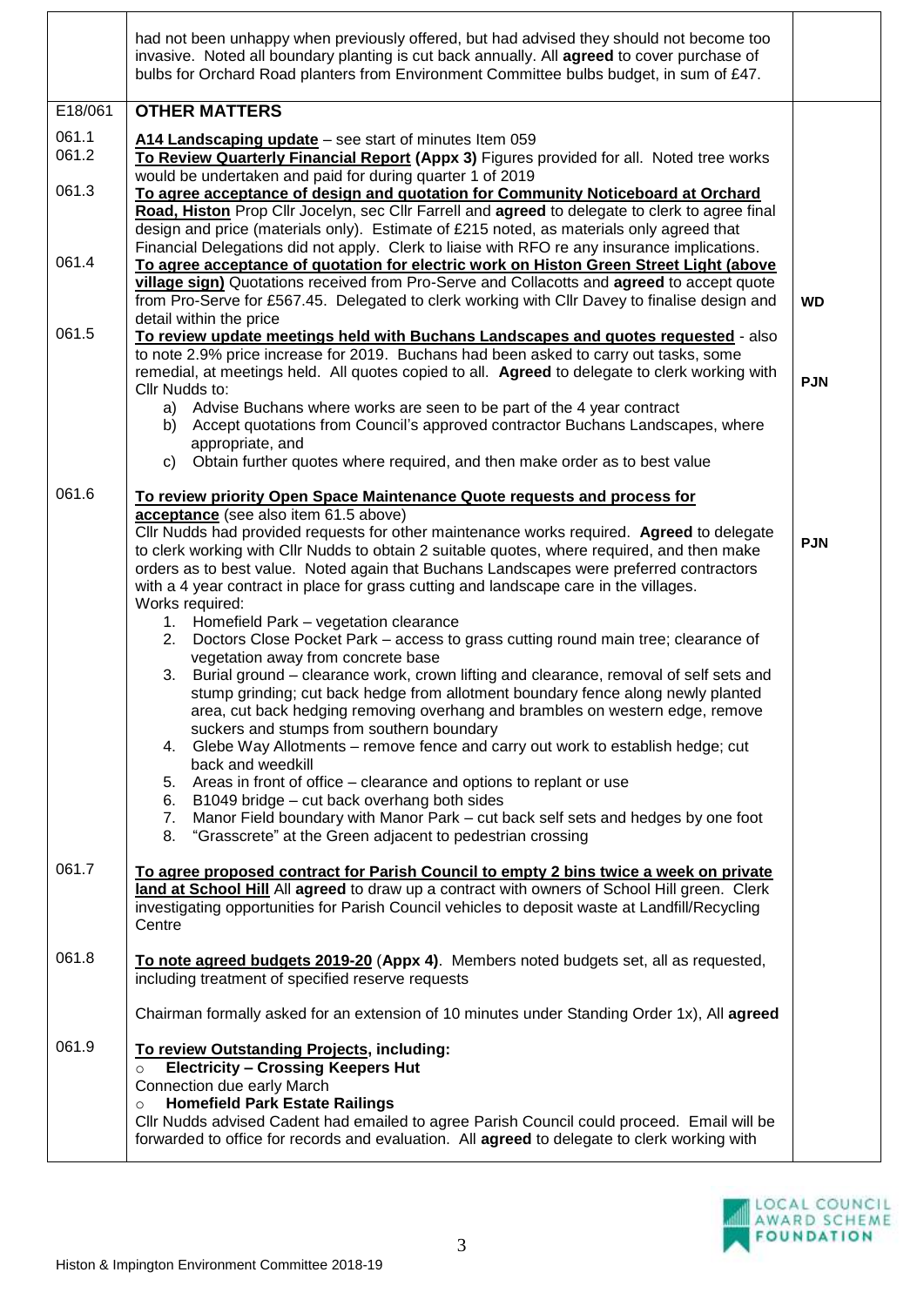| | | |
|---|---|---|
| | had not been unhappy when previously offered, but had advised they should not become too invasive. Noted all boundary planting is cut back annually. All **agreed** to cover purchase of bulbs for Orchard Road planters from Environment Committee bulbs budget, in sum of £47. | |
| E18/061 | **OTHER MATTERS** | |
| 061.1 | **A14 Landscaping update** – see start of minutes Item 059 | |
| 061.2 | **To Review Quarterly Financial Report (Appx 3)** Figures provided for all. Noted tree works would be undertaken and paid for during quarter 1 of 2019 | |
| 061.3 | **To agree acceptance of design and quotation for Community Noticeboard at Orchard Road, Histon** Prop Cllr Jocelyn, sec Cllr Farrell and **agreed** to delegate to clerk to agree final design and price (materials only). Estimate of £215 noted, as materials only agreed that Financial Delegations did not apply. Clerk to liaise with RFO re any insurance implications. | |
| 061.4 | **To agree acceptance of quotation for electric work on Histon Green Street Light (above village sign)** Quotations received from Pro-Serve and Collacotts and **agreed** to accept quote from Pro-Serve for £567.45. Delegated to clerk working with Cllr Davey to finalise design and detail within the price | **WD** |
| 061.5 | **To review update meetings held with Buchans Landscapes and quotes requested** - also to note 2.9% price increase for 2019. Buchans had been asked to carry out tasks, some remedial, at meetings held. All quotes copied to all. **Agreed** to delegate to clerk working with Cllr Nudds to:<br>a) Advise Buchans where works are seen to be part of the 4 year contract<br>b) Accept quotations from Council's approved contractor Buchans Landscapes, where appropriate, and<br>c) Obtain further quotes where required, and then make order as to best value | **PJN** |
| 061.6 | **To review priority Open Space Maintenance Quote requests and process for acceptance** (see also item 61.5 above)<br>Cllr Nudds had provided requests for other maintenance works required. **Agreed** to delegate to clerk working with Cllr Nudds to obtain 2 suitable quotes, where required, and then make orders as to best value. Noted again that Buchans Landscapes were preferred contractors with a 4 year contract in place for grass cutting and landscape care in the villages.<br>Works required:<br>1. Homefield Park – vegetation clearance<br>2. Doctors Close Pocket Park – access to grass cutting round main tree; clearance of vegetation away from concrete base<br>3. Burial ground – clearance work, crown lifting and clearance, removal of self sets and stump grinding; cut back hedge from allotment boundary fence along newly planted area, cut back hedging removing overhang and brambles on western edge, remove suckers and stumps from southern boundary<br>4. Glebe Way Allotments – remove fence and carry out work to establish hedge; cut back and weedkill<br>5. Areas in front of office – clearance and options to replant or use<br>6. B1049 bridge – cut back overhang both sides<br>7. Manor Field boundary with Manor Park – cut back self sets and hedges by one foot<br>8. "Grasscrete" at the Green adjacent to pedestrian crossing | **PJN** |
| 061.7 | **To agree proposed contract for Parish Council to empty 2 bins twice a week on private land at School Hill** All **agreed** to draw up a contract with owners of School Hill green. Clerk investigating opportunities for Parish Council vehicles to deposit waste at Landfill/Recycling Centre | |
| 061.8 | **To note agreed budgets 2019-20** (**Appx 4**). Members noted budgets set, all as requested, including treatment of specified reserve requests<br><br>Chairman formally asked for an extension of 10 minutes under Standing Order 1x), All **agreed** | |
| 061.9 | **To review Outstanding Projects, including:**<br>○ **Electricity – Crossing Keepers Hut**<br>Connection due early March<br>○ **Homefield Park Estate Railings**<br>Cllr Nudds advised Cadent had emailed to agree Parish Council could proceed. Email will be forwarded to office for records and evaluation. All **agreed** to delegate to clerk working with | |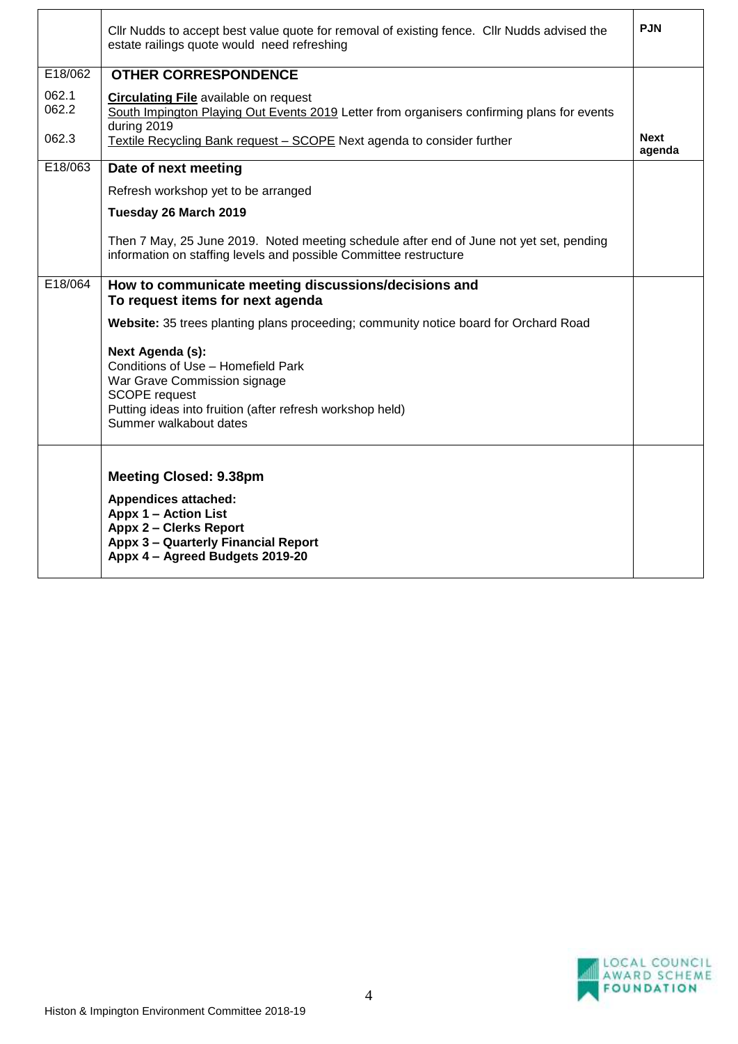| | | |
|---|---|---|
| | Cllr Nudds to accept best value quote for removal of existing fence. Cllr Nudds advised the estate railings quote would need refreshing | **PJN** |
| E18/062 | **OTHER CORRESPONDENCE** | |
| 062.1 | **Circulating File** available on request | |
| 062.2 | South Impington Playing Out Events 2019 Letter from organisers confirming plans for events during 2019 | |
| 062.3 | Textile Recycling Bank request – SCOPE Next agenda to consider further | **Next agenda** |
| E18/063 | **Date of next meeting**<br><br>Refresh workshop yet to be arranged<br><br>**Tuesday 26 March 2019**<br><br>Then 7 May, 25 June 2019. Noted meeting schedule after end of June not yet set, pending information on staffing levels and possible Committee restructure | |
| E18/064 | **How to communicate meeting discussions/decisions and To request items for next agenda**<br><br>**Website:** 35 trees planting plans proceeding; community notice board for Orchard Road<br><br>**Next Agenda (s):**<br>Conditions of Use – Homefield Park<br>War Grave Commission signage<br>SCOPE request<br>Putting ideas into fruition (after refresh workshop held)<br>Summer walkabout dates | |
| | **Meeting Closed: 9.38pm**<br><br>**Appendices attached:**<br>**Appx 1 – Action List**<br>**Appx 2 – Clerks Report**<br>**Appx 3 – Quarterly Financial Report**<br>**Appx 4 – Agreed Budgets 2019-20** | |